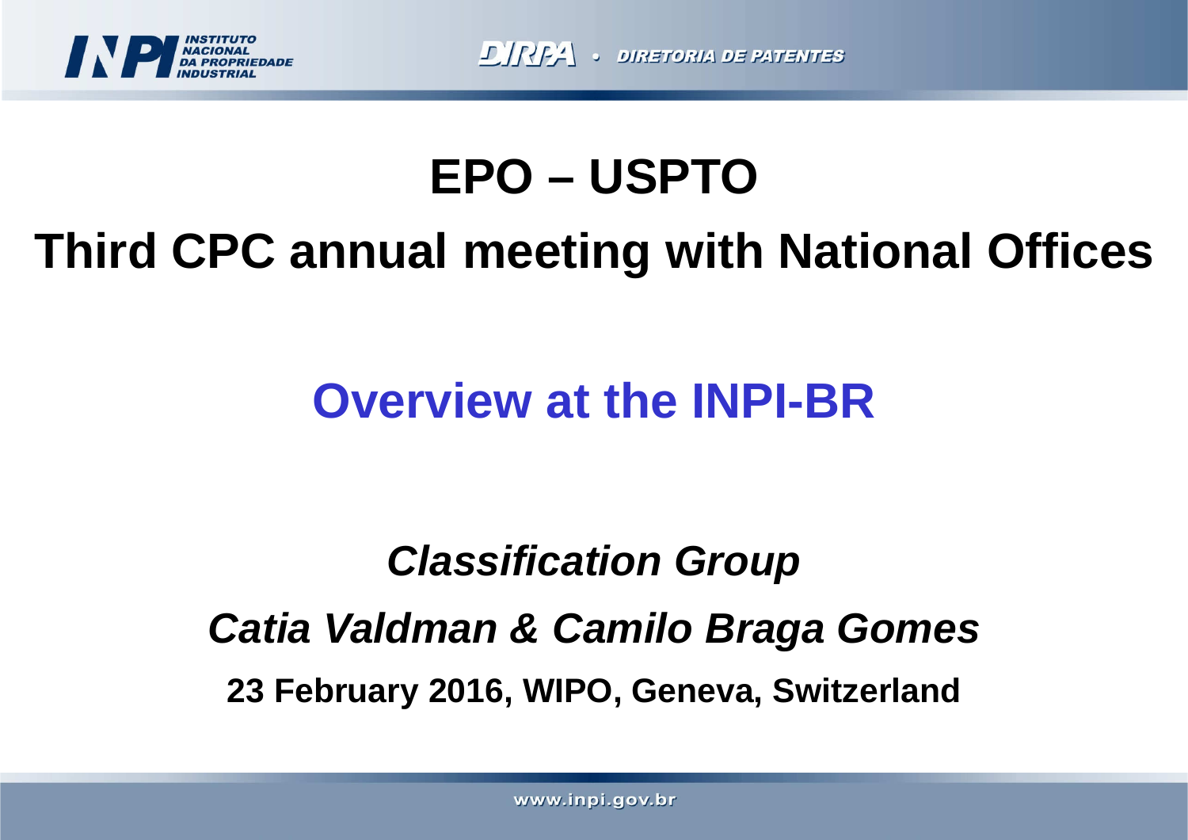# EPO – USPTO

# Third CPC annual meeting with National Offices

## Overview at the INPI-BR

***Classification Group***

***Catia Valdman & Camilo Braga Gomes***

**23 February 2016, WIPO, Geneva, Switzerland**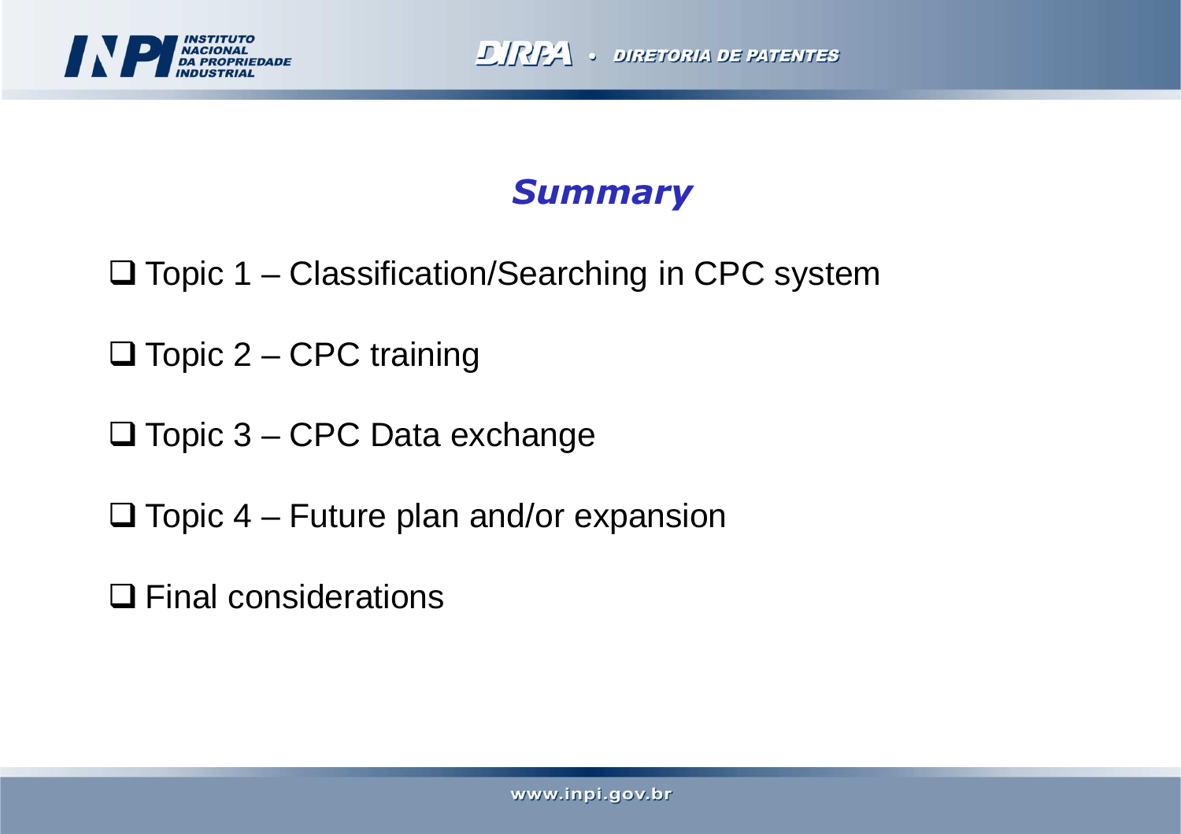## *Summary*

- Topic 1 – Classification/Searching in CPC system
- Topic 2 – CPC training
- Topic 3 – CPC Data exchange
- Topic 4 – Future plan and/or expansion
- Final considerations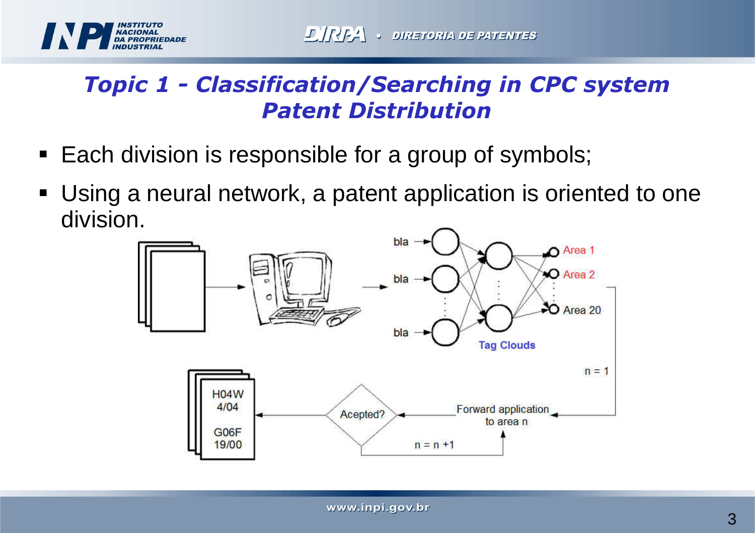# Topic 1 - Classification/Searching in CPC system
## Patent Distribution

- Each division is responsible for a group of symbols;
- Using a neural network, a patent application is oriented to one division.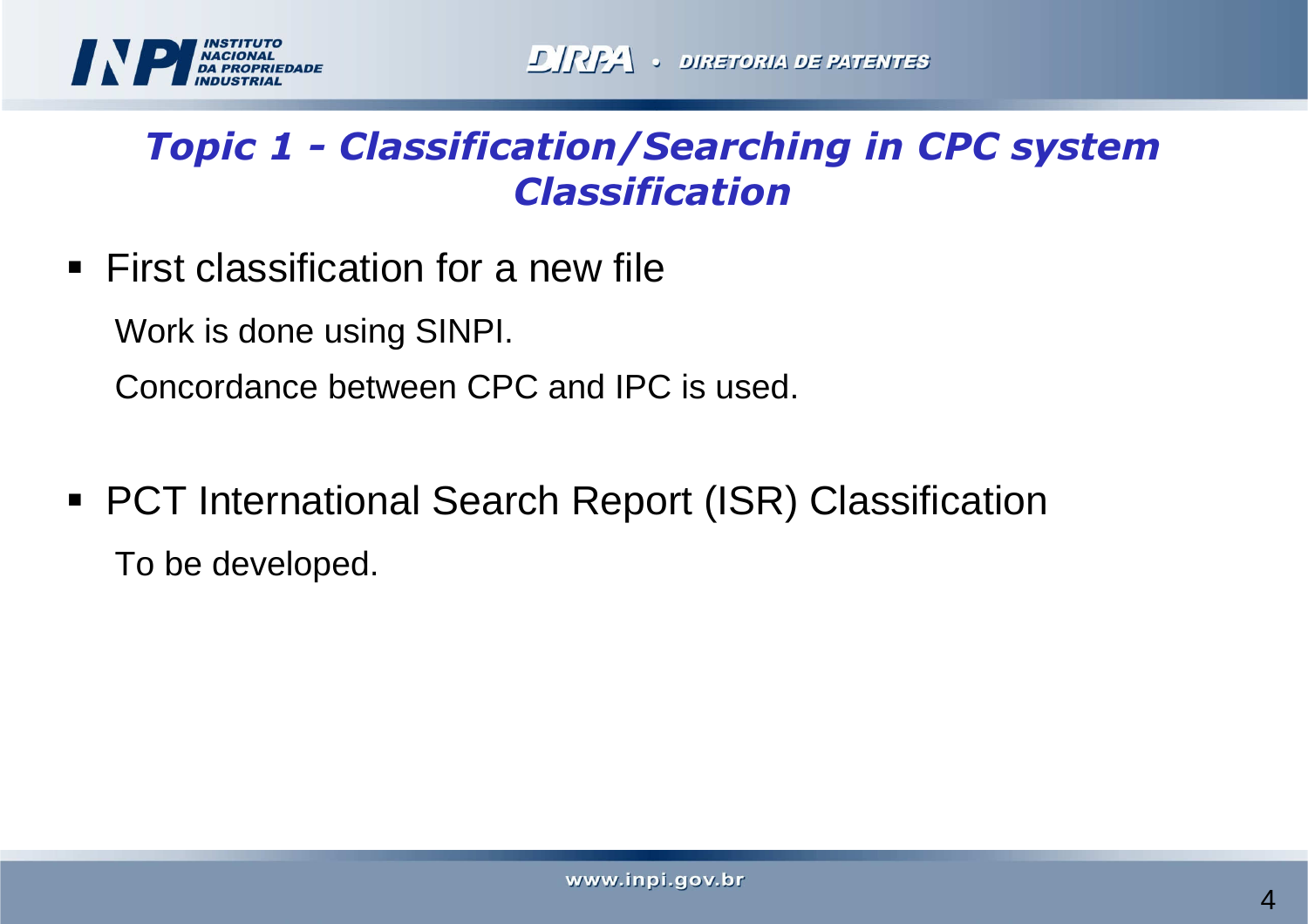# Topic 1 - Classification/Searching in CPC system
## Classification

- First classification for a new file

  Work is done using SINPI.

  Concordance between CPC and IPC is used.

- PCT International Search Report (ISR) Classification

  To be developed.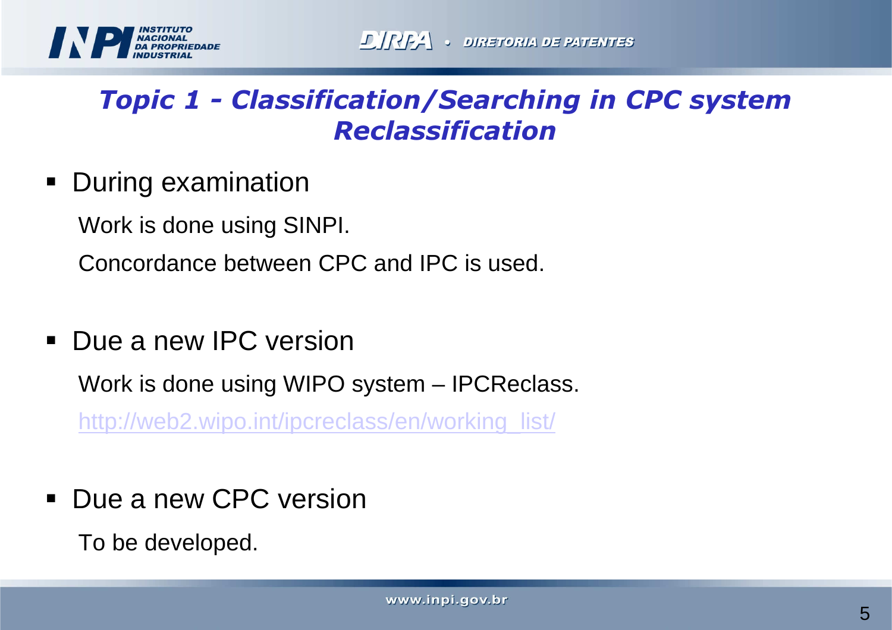# *Topic 1 - Classification/Searching in CPC system*
# *Reclassification*

- During examination

  Work is done using SINPI.

  Concordance between CPC and IPC is used.

- Due a new IPC version

  Work is done using WIPO system – IPCReclass.

  http://web2.wipo.int/ipcreclass/en/working_list/

- Due a new CPC version

  To be developed.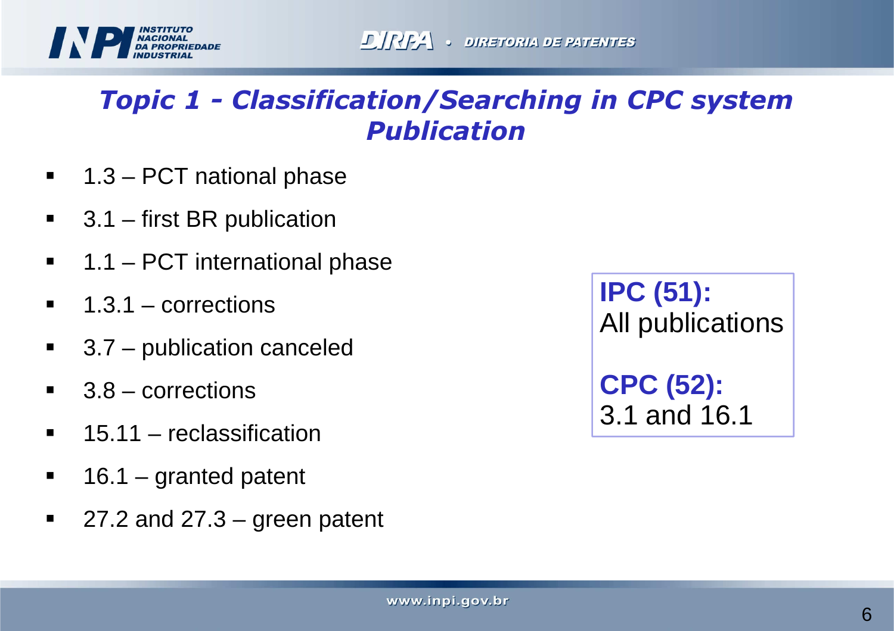## *Topic 1 - Classification/Searching in CPC system Publication*

- 1.3 – PCT national phase
- 3.1 – first BR publication
- 1.1 – PCT international phase
- 1.3.1 – corrections
- 3.7 – publication canceled
- 3.8 – corrections
- 15.11 – reclassification
- 16.1 – granted patent
- 27.2 and 27.3 – green patent

**IPC (51):**
All publications

**CPC (52):**
3.1 and 16.1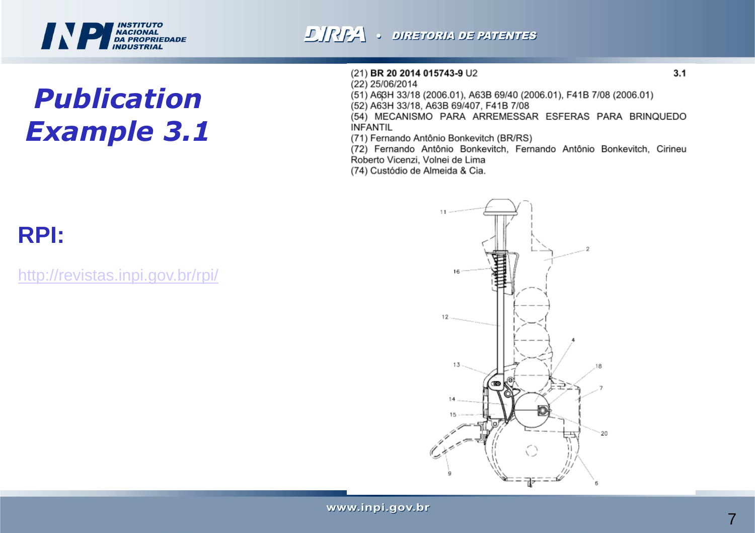# Publication Example 3.1

## RPI:

http://revistas.inpi.gov.br/rpi/

(21) **BR 20 2014 015743-9** U2 — 3.1
(22) 25/06/2014
(51) A63H 33/18 (2006.01), A63B 69/40 (2006.01), F41B 7/08 (2006.01)
(52) A63H 33/18, A63B 69/407, F41B 7/08
(54) MECANISMO PARA ARREMESSAR ESFERAS PARA BRINQUEDO INFANTIL
(71) Fernando Antônio Bonkevitch (BR/RS)
(72) Fernando Antônio Bonkevitch, Fernando Antônio Bonkevitch, Cirineu Roberto Vicenzi, Volnei de Lima
(74) Custódio de Almeida & Cia.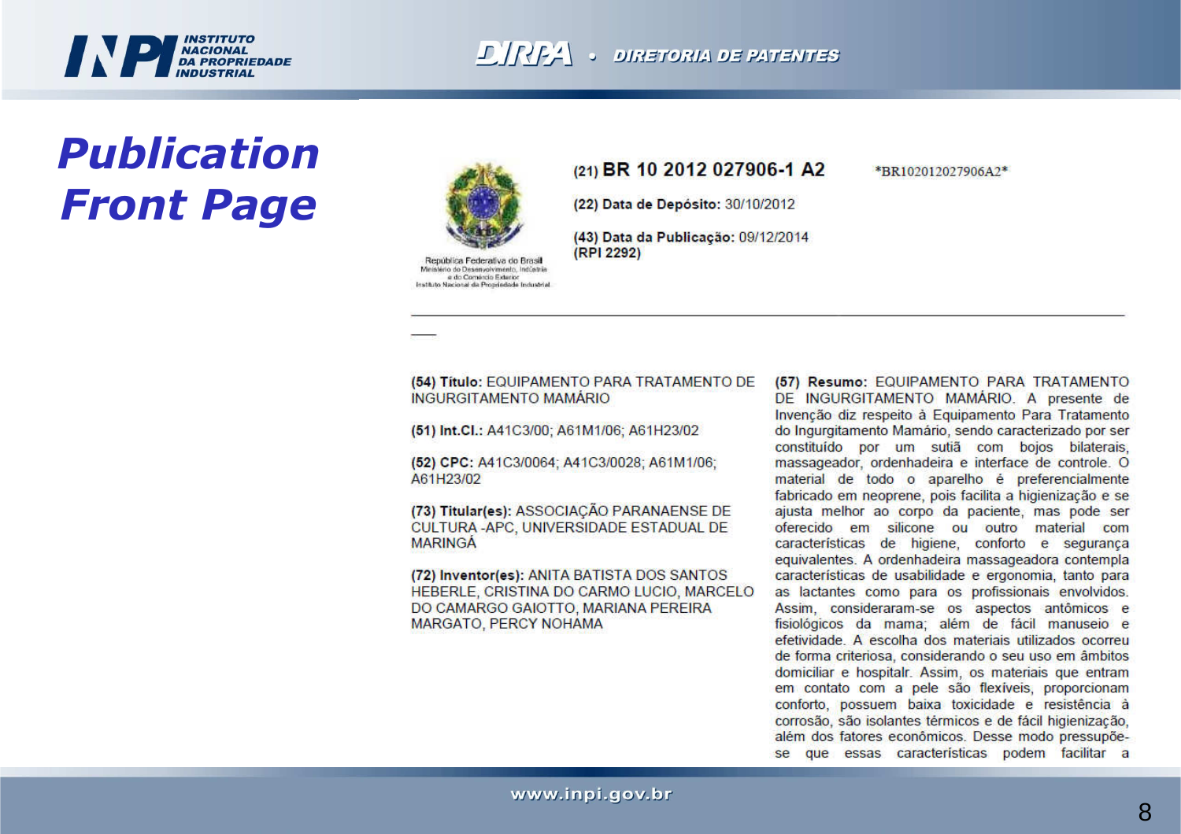# Publication Front Page

República Federativa do Brasil
Ministério do Desenvolvimento, Indústria e do Comércio Exterior
Instituto Nacional da Propriedade Industrial

**(21) BR 10 2012 027906-1 A2**

*BR102012027906A2*

**(22) Data de Depósito:** 30/10/2012

**(43) Data da Publicação:** 09/12/2014
**(RPI 2292)**

---

**(54) Título:** EQUIPAMENTO PARA TRATAMENTO DE INGURGITAMENTO MAMÁRIO

**(51) Int.Cl.:** A41C3/00; A61M1/06; A61H23/02

**(52) CPC:** A41C3/0064; A41C3/0028; A61M1/06; A61H23/02

**(73) Titular(es):** ASSOCIAÇÃO PARANAENSE DE CULTURA -APC, UNIVERSIDADE ESTADUAL DE MARINGÁ

**(72) Inventor(es):** ANITA BATISTA DOS SANTOS HEBERLE, CRISTINA DO CARMO LUCIO, MARCELO DO CAMARGO GAIOTTO, MARIANA PEREIRA MARGATO, PERCY NOHAMA

**(57) Resumo:** EQUIPAMENTO PARA TRATAMENTO DE INGURGITAMENTO MAMÁRIO. A presente de Invenção diz respeito à Equipamento Para Tratamento do Ingurgitamento Mamário, sendo caracterizado por ser constituído por um sutiã com bojos bilaterais, massageador, ordenhadeira e interface de controle. O material de todo o aparelho é preferencialmente fabricado em neoprene, pois facilita a higienização e se ajusta melhor ao corpo da paciente, mas pode ser oferecido em silicone ou outro material com características de higiene, conforto e segurança equivalentes. A ordenhadeira massageadora contempla características de usabilidade e ergonomia, tanto para as lactantes como para os profissionais envolvidos. Assim, consideraram-se os aspectos antômicos e fisiológicos da mama; além de fácil manuseio e efetividade. A escolha dos materiais utilizados ocorreu de forma criteriosa, considerando o seu uso em âmbitos domiciliar e hospitalr. Assim, os materiais que entram em contato com a pele são flexíveis, proporcionam conforto, possuem baixa toxicidade e resistência à corrosão, são isolantes térmicos e de fácil higienização, além dos fatores econômicos. Desse modo pressupõe-se que essas características podem facilitar a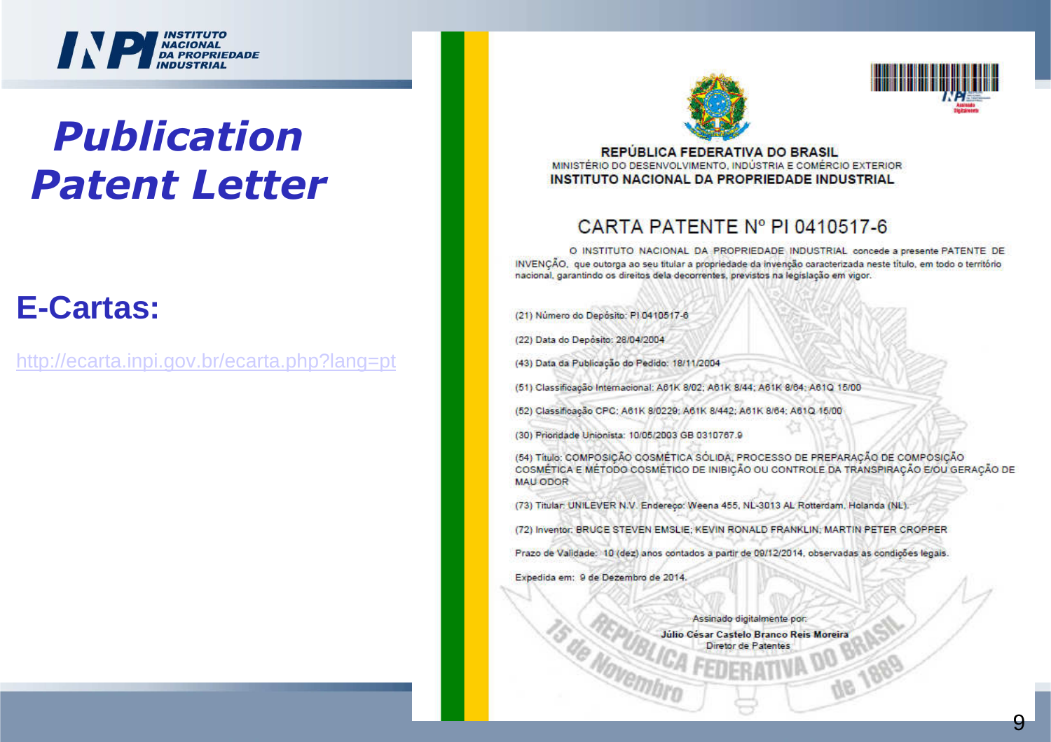# Publication Patent Letter

## E-Cartas:

http://ecarta.inpi.gov.br/ecarta.php?lang=pt

**REPÚBLICA FEDERATIVA DO BRASIL**
MINISTÉRIO DO DESENVOLVIMENTO, INDÚSTRIA E COMÉRCIO EXTERIOR
**INSTITUTO NACIONAL DA PROPRIEDADE INDUSTRIAL**

## CARTA PATENTE Nº PI 0410517-6

O INSTITUTO NACIONAL DA PROPRIEDADE INDUSTRIAL concede a presente PATENTE DE INVENÇÃO, que outorga ao seu titular a propriedade da invenção caracterizada neste título, em todo o território nacional, garantindo os direitos dela decorrentes, previstos na legislação em vigor.

(21) Número do Depósito: PI 0410517-6

(22) Data do Depósito: 28/04/2004

(43) Data da Publicação do Pedido: 18/11/2004

(51) Classificação Internacional: A61K 8/02; A61K 8/44; A61K 8/64; A61Q 15/00

(52) Classificação CPC: A61K 8/0229; A61K 8/442; A61K 8/64; A61Q 15/00

(30) Prioridade Unionista: 10/05/2003 GB 0310767.9

(54) Título: COMPOSIÇÃO COSMÉTICA SÓLIDA, PROCESSO DE PREPARAÇÃO DE COMPOSIÇÃO COSMÉTICA E MÉTODO COSMÉTICO DE INIBIÇÃO OU CONTROLE DA TRANSPIRAÇÃO E/OU GERAÇÃO DE MAU ODOR

(73) Titular: UNILEVER N.V. Endereço: Weena 455, NL-3013 AL Rotterdam, Holanda (NL).

(72) Inventor: BRUCE STEVEN EMSLIE; KEVIN RONALD FRANKLIN; MARTIN PETER CROPPER

Prazo de Validade: 10 (dez) anos contados a partir de 09/12/2014, observadas as condições legais.

Expedida em: 9 de Dezembro de 2014.

Assinado digitalmente por:
**Júlio César Castelo Branco Reis Moreira**
Diretor de Patentes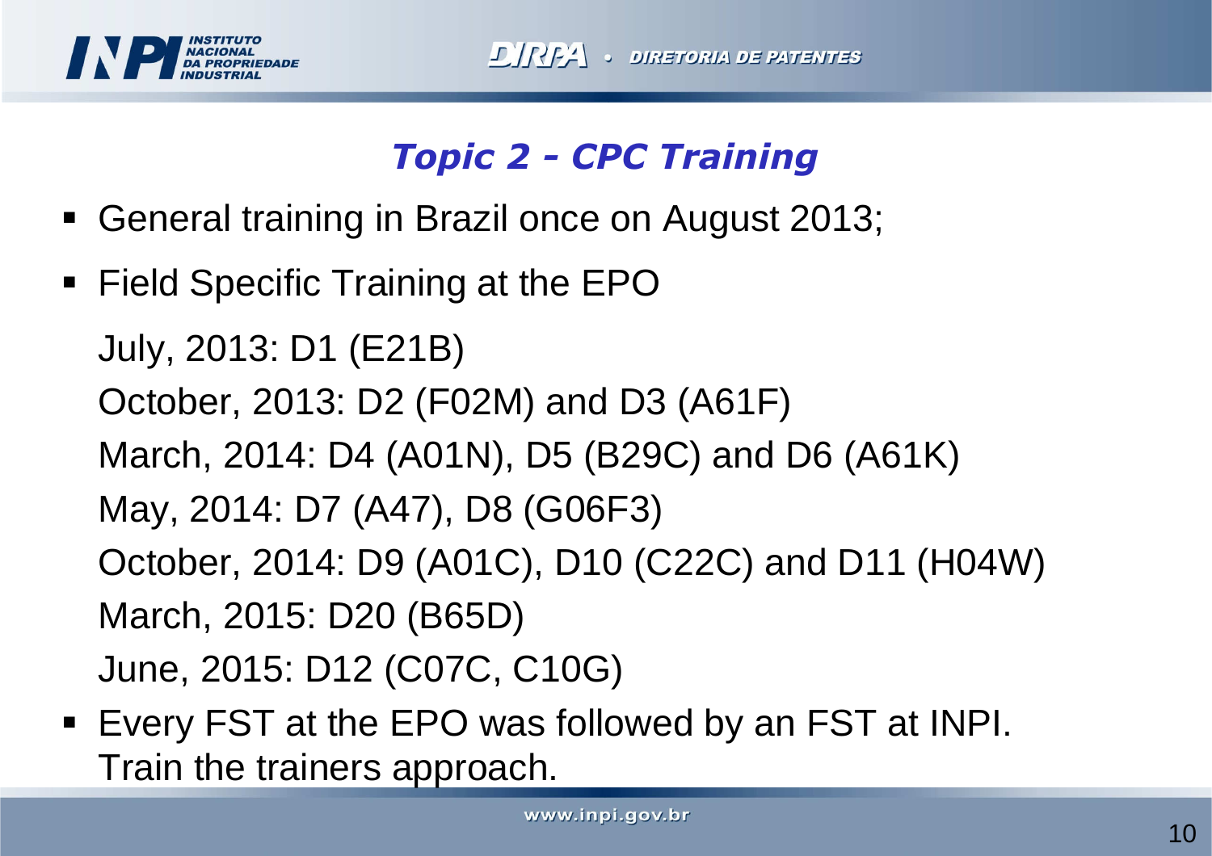## *Topic 2 - CPC Training*

- General training in Brazil once on August 2013;
- Field Specific Training at the EPO

  July, 2013: D1 (E21B)

  October, 2013: D2 (F02M) and D3 (A61F)

  March, 2014: D4 (A01N), D5 (B29C) and D6 (A61K)

  May, 2014: D7 (A47), D8 (G06F3)

  October, 2014: D9 (A01C), D10 (C22C) and D11 (H04W)

  March, 2015: D20 (B65D)

  June, 2015: D12 (C07C, C10G)
- Every FST at the EPO was followed by an FST at INPI. Train the trainers approach.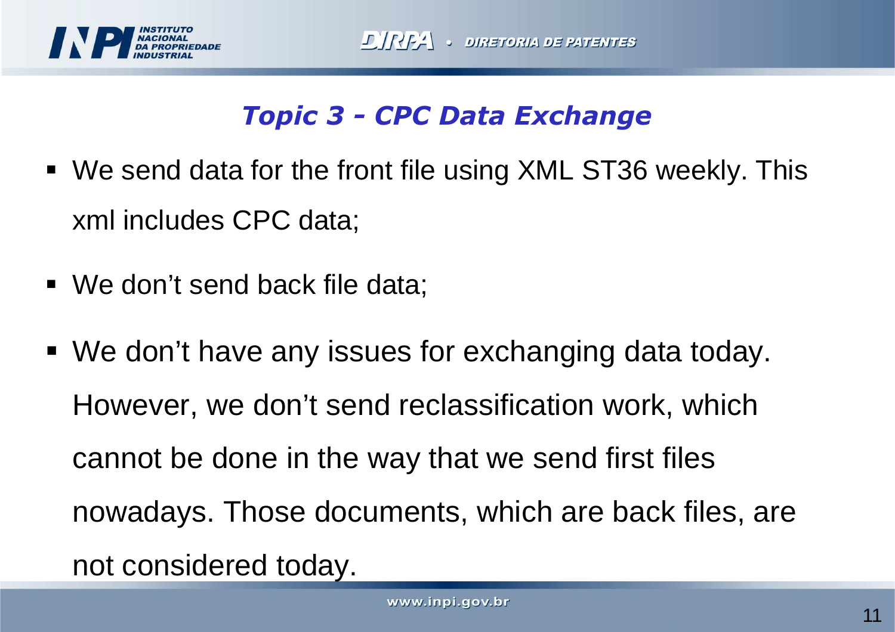## *Topic 3 - CPC Data Exchange*

- We send data for the front file using XML ST36 weekly. This xml includes CPC data;
- We don’t send back file data;
- We don’t have any issues for exchanging data today. However, we don’t send reclassification work, which cannot be done in the way that we send first files nowadays. Those documents, which are back files, are not considered today.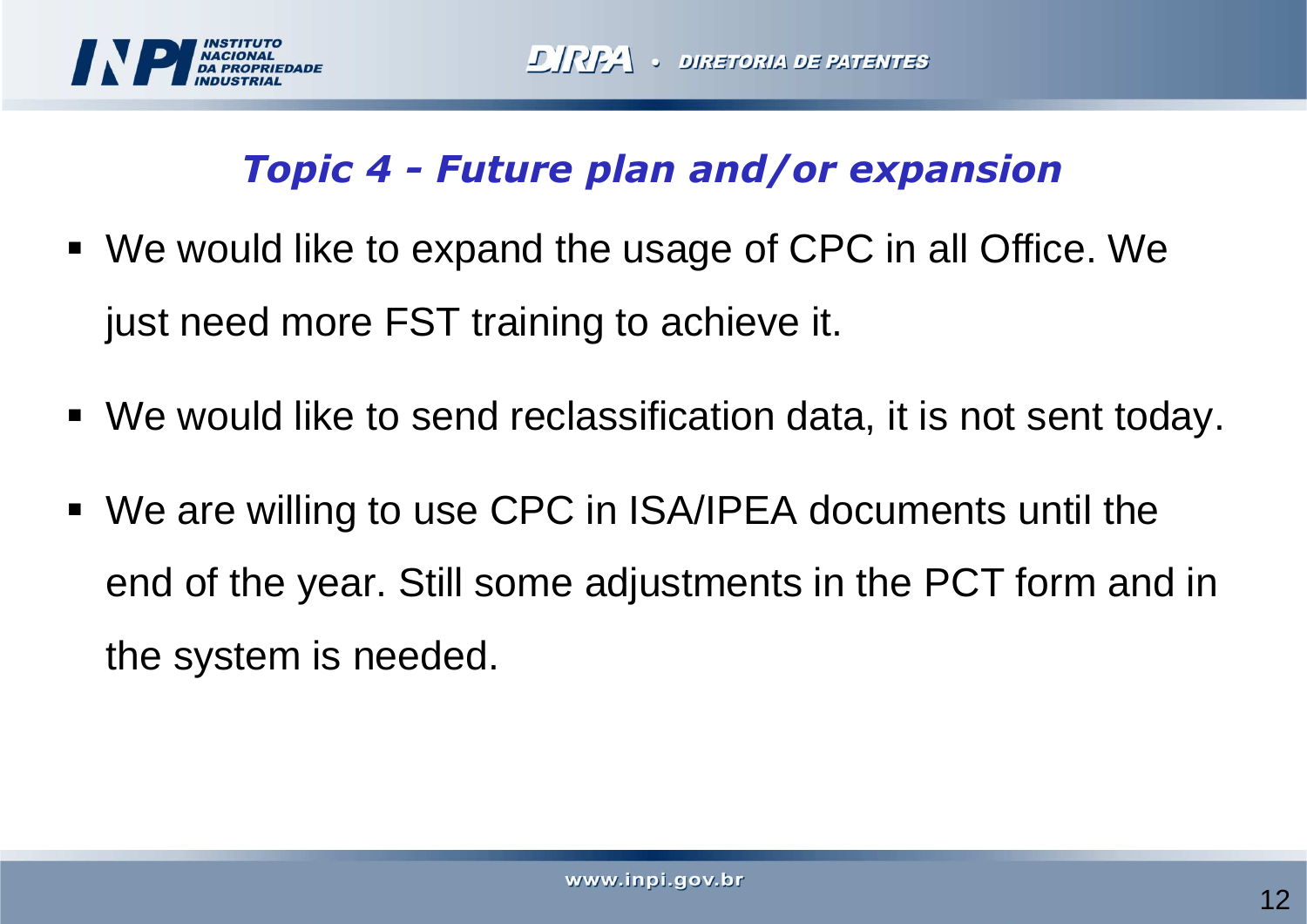## *Topic 4 - Future plan and/or expansion*

- We would like to expand the usage of CPC in all Office. We just need more FST training to achieve it.
- We would like to send reclassification data, it is not sent today.
- We are willing to use CPC in ISA/IPEA documents until the end of the year. Still some adjustments in the PCT form and in the system is needed.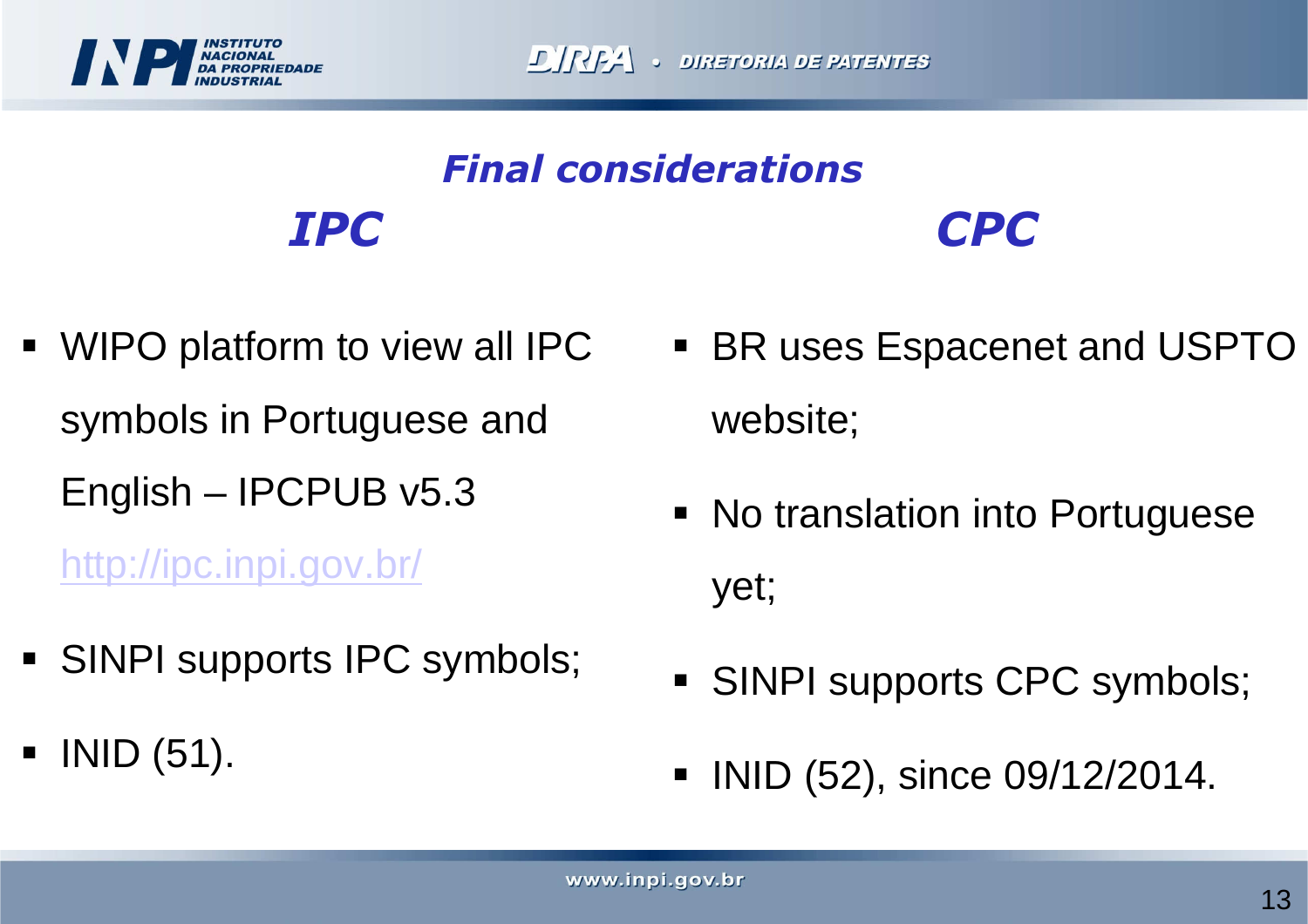# Final considerations

## IPC

- WIPO platform to view all IPC symbols in Portuguese and English – IPCPUB v5.3 http://ipc.inpi.gov.br/
- SINPI supports IPC symbols;
- INID (51).

## CPC

- BR uses Espacenet and USPTO website;
- No translation into Portuguese yet;
- SINPI supports CPC symbols;
- INID (52), since 09/12/2014.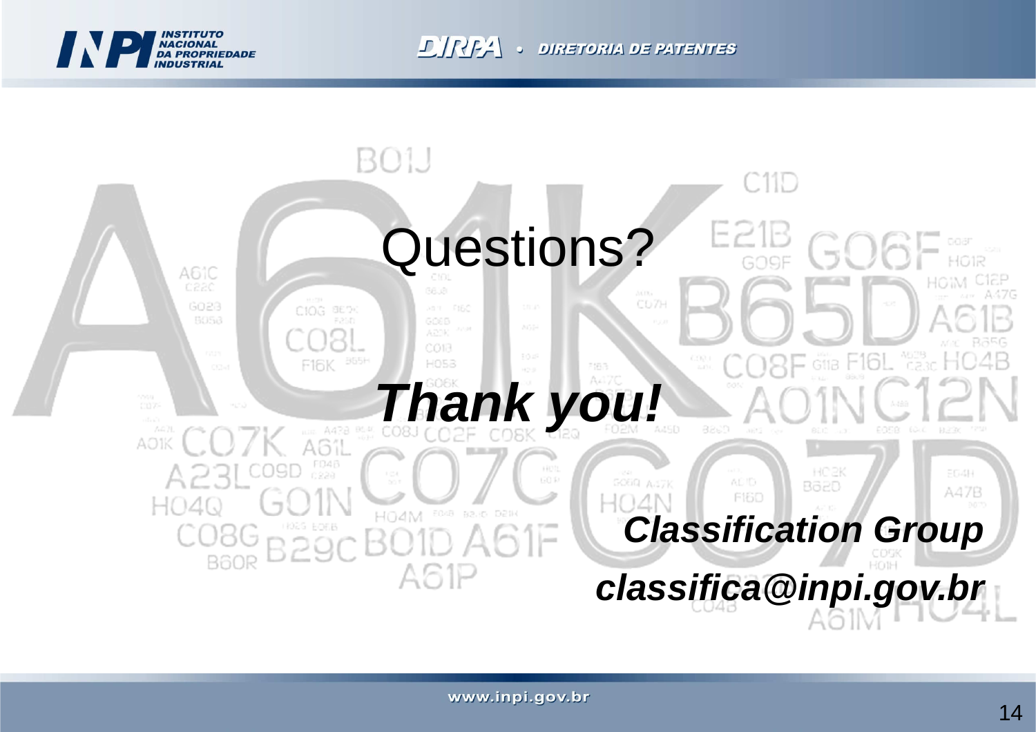# Questions?

## ***Thank you!***

***Classification Group***

***classifica@inpi.gov.br***